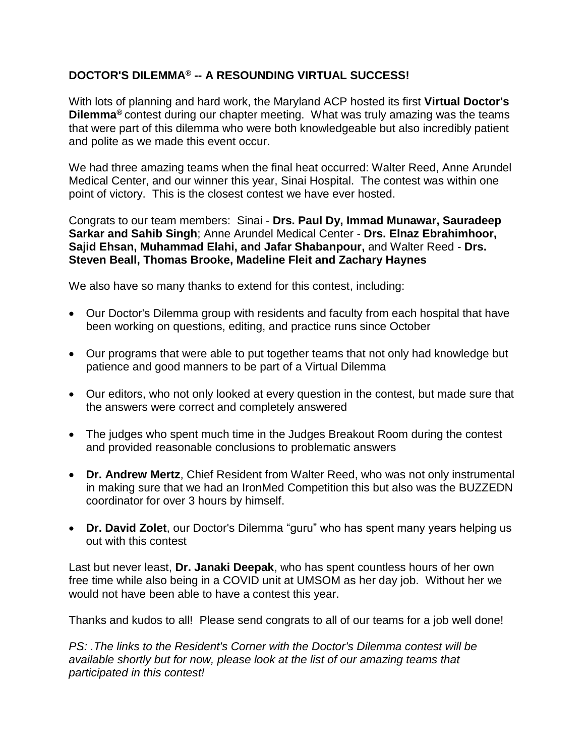**DOCTOR'S DILEMMA® -- A RESOUNDING VIRTUAL SUCCESS!**

With lots of planning and hard work, the Maryland ACP hosted its first **Virtual Doctor's Dilemma®** contest during our chapter meeting. What was truly amazing was the teams that were part of this dilemma who were both knowledgeable but also incredibly patient and polite as we made this event occur.

We had three amazing teams when the final heat occurred: Walter Reed, Anne Arundel Medical Center, and our winner this year, Sinai Hospital. The contest was within one point of victory. This is the closest contest we have ever hosted.

Congrats to our team members: Sinai - **Drs. Paul Dy, Immad Munawar, Sauradeep Sarkar and Sahib Singh**; Anne Arundel Medical Center - **Drs. Elnaz Ebrahimhoor, Sajid Ehsan, Muhammad Elahi, and Jafar Shabanpour,** and Walter Reed - **Drs. Steven Beall, Thomas Brooke, Madeline Fleit and Zachary Haynes**

We also have so many thanks to extend for this contest, including:

- Our Doctor's Dilemma group with residents and faculty from each hospital that have been working on questions, editing, and practice runs since October
- Our programs that were able to put together teams that not only had knowledge but patience and good manners to be part of a Virtual Dilemma
- Our editors, who not only looked at every question in the contest, but made sure that the answers were correct and completely answered
- The judges who spent much time in the Judges Breakout Room during the contest and provided reasonable conclusions to problematic answers
- **Dr. Andrew Mertz**, Chief Resident from Walter Reed, who was not only instrumental in making sure that we had an IronMed Competition this but also was the BUZZEDN coordinator for over 3 hours by himself.
- **Dr. David Zolet**, our Doctor's Dilemma "guru" who has spent many years helping us out with this contest

Last but never least, **Dr. Janaki Deepak**, who has spent countless hours of her own free time while also being in a COVID unit at UMSOM as her day job. Without her we would not have been able to have a contest this year.

Thanks and kudos to all! Please send congrats to all of our teams for a job well done!

*PS: .The links to the Resident's Corner with the Doctor's Dilemma contest will be available shortly but for now, please look at the list of our amazing teams that participated in this contest!*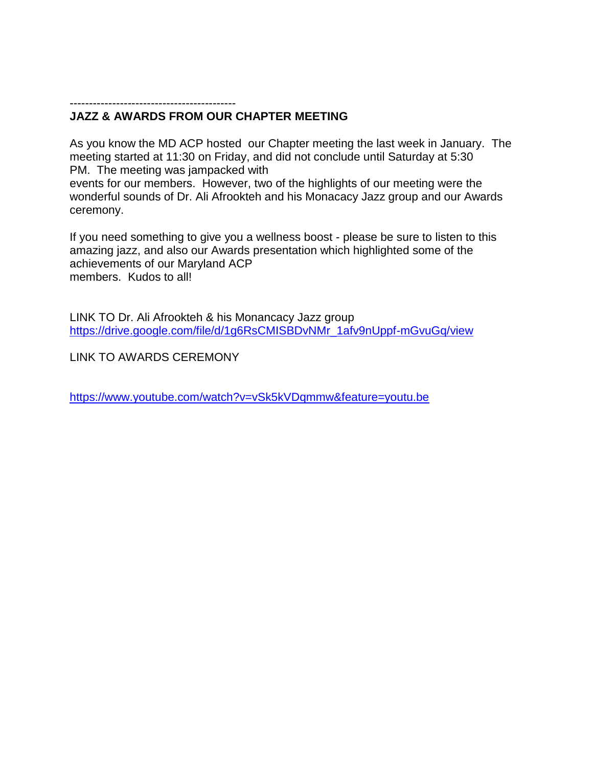-------------------------------------------

**JAZZ & AWARDS FROM OUR CHAPTER MEETING**

As you know the MD ACP hosted our Chapter meeting the last week in January. The meeting started at 11:30 on Friday, and did not conclude until Saturday at 5:30 PM. The meeting was jampacked with events for our members. However, two of the highlights of our meeting were the wonderful sounds of Dr. Ali Afrookteh and his Monacacy Jazz group and our Awards ceremony.

If you need something to give you a wellness boost - please be sure to listen to this amazing jazz, and also our Awards presentation which highlighted some of the achievements of our Maryland ACP members. Kudos to all!

LINK TO Dr. Ali Afrookteh & his Monancacy Jazz group
https://drive.google.com/file/d/1g6RsCMISBDvNMr_1afv9nUppf-mGvuGq/view

LINK TO AWARDS CEREMONY

https://www.youtube.com/watch?v=vSk5kVDqmmw&feature=youtu.be